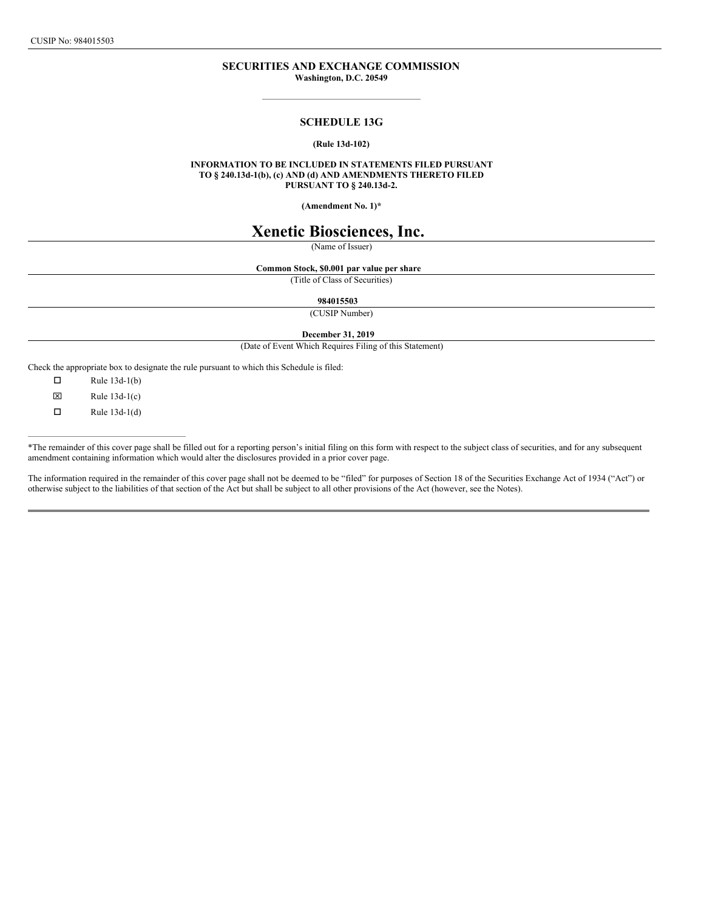**SECURITIES AND EXCHANGE COMMISSION**
**Washington, D.C. 20549**

---

**SCHEDULE 13G**

**(Rule 13d-102)**

**INFORMATION TO BE INCLUDED IN STATEMENTS FILED PURSUANT TO § 240.13d-1(b), (c) AND (d) AND AMENDMENTS THERETO FILED PURSUANT TO § 240.13d-2.**

**(Amendment No. 1)***

# Xenetic Biosciences, Inc.

(Name of Issuer)

**Common Stock, $0.001 par value per share**

(Title of Class of Securities)

**984015503**

(CUSIP Number)

**December 31, 2019**

(Date of Event Which Requires Filing of this Statement)

Check the appropriate box to designate the rule pursuant to which this Schedule is filed:

☐ Rule 13d-1(b)

☒ Rule 13d-1(c)

☐ Rule 13d-1(d)

---

*The remainder of this cover page shall be filled out for a reporting person's initial filing on this form with respect to the subject class of securities, and for any subsequent amendment containing information which would alter the disclosures provided in a prior cover page.

The information required in the remainder of this cover page shall not be deemed to be "filed" for purposes of Section 18 of the Securities Exchange Act of 1934 ("Act") or otherwise subject to the liabilities of that section of the Act but shall be subject to all other provisions of the Act (however, see the Notes).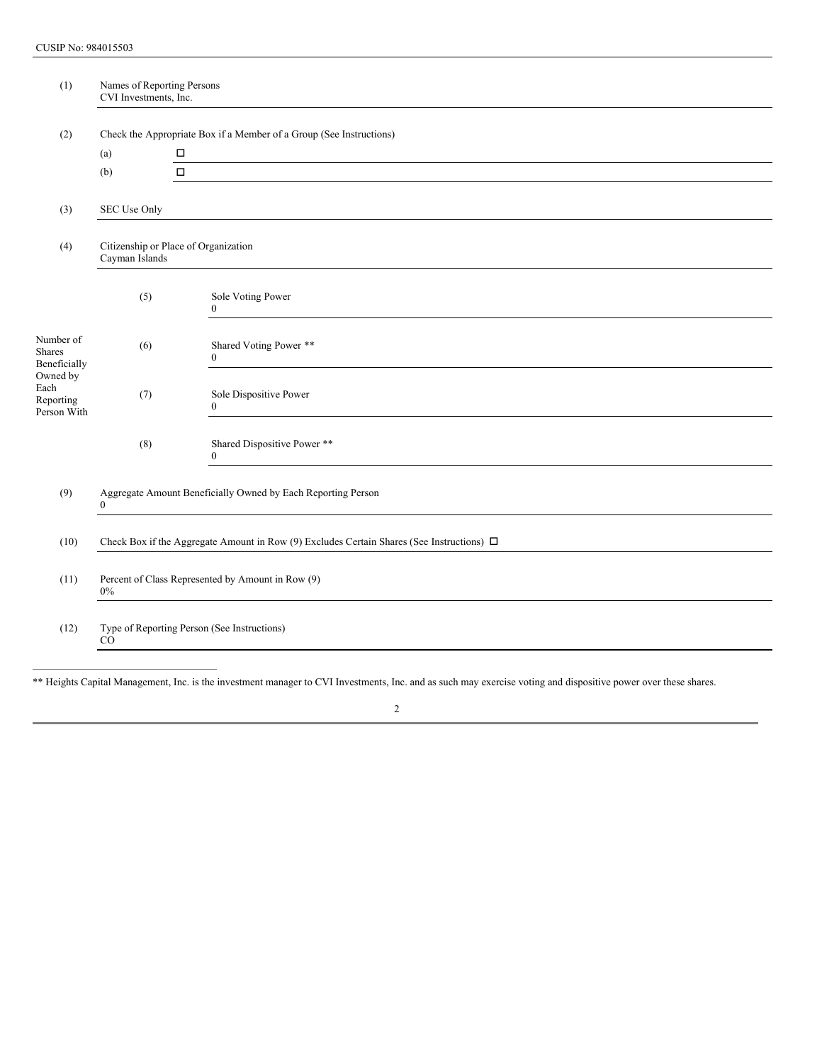CUSIP No: 984015503

| | | | |
|---|---|---|---|
| (1) | Names of Reporting Persons<br>CVI Investments, Inc. | | |
| (2) | Check the Appropriate Box if a Member of a Group (See Instructions)<br>(a) ☐<br>(b) ☐ | | |
| (3) | SEC Use Only | | |
| (4) | Citizenship or Place of Organization<br>Cayman Islands | | |
| Number of Shares Beneficially Owned by Each Reporting Person With | (5) | Sole Voting Power<br>0 | |
| | (6) | Shared Voting Power **<br>0 | |
| | (7) | Sole Dispositive Power<br>0 | |
| | (8) | Shared Dispositive Power **<br>0 | |
| (9) | Aggregate Amount Beneficially Owned by Each Reporting Person<br>0 | | |
| (10) | Check Box if the Aggregate Amount in Row (9) Excludes Certain Shares (See Instructions) ☐ | | |
| (11) | Percent of Class Represented by Amount in Row (9)<br>0% | | |
| (12) | Type of Reporting Person (See Instructions)<br>CO | | |

** Heights Capital Management, Inc. is the investment manager to CVI Investments, Inc. and as such may exercise voting and dispositive power over these shares.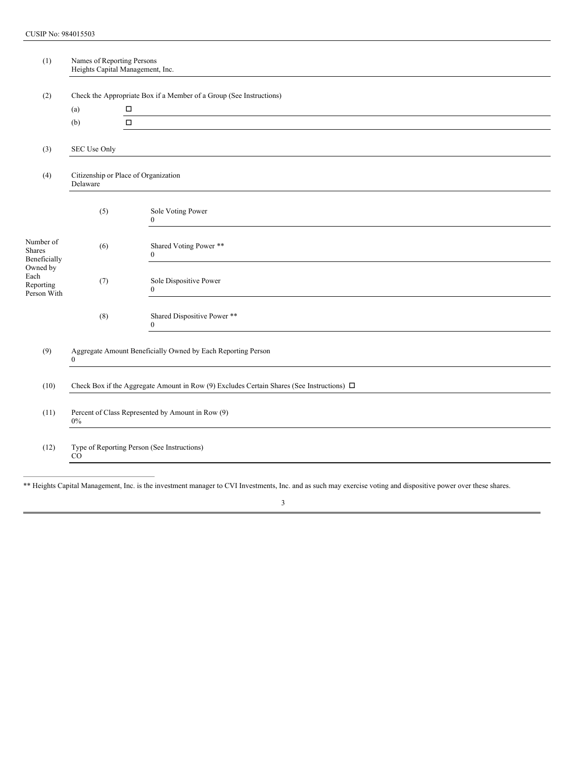CUSIP No: 984015503

| | | |
|---|---|---|
| (1) | Names of Reporting Persons<br>Heights Capital Management, Inc. | |
| (2) | Check the Appropriate Box if a Member of a Group (See Instructions)<br>(a) ☐<br>(b) ☐ | |
| (3) | SEC Use Only | |
| (4) | Citizenship or Place of Organization<br>Delaware | |
| Number of Shares Beneficially Owned by Each Reporting Person With | (5) | Sole Voting Power<br>0 |
| | (6) | Shared Voting Power **<br>0 |
| | (7) | Sole Dispositive Power<br>0 |
| | (8) | Shared Dispositive Power **<br>0 |
| (9) | Aggregate Amount Beneficially Owned by Each Reporting Person<br>0 | |
| (10) | Check Box if the Aggregate Amount in Row (9) Excludes Certain Shares (See Instructions) ☐ | |
| (11) | Percent of Class Represented by Amount in Row (9)<br>0% | |
| (12) | Type of Reporting Person (See Instructions)<br>CO | |

** Heights Capital Management, Inc. is the investment manager to CVI Investments, Inc. and as such may exercise voting and dispositive power over these shares.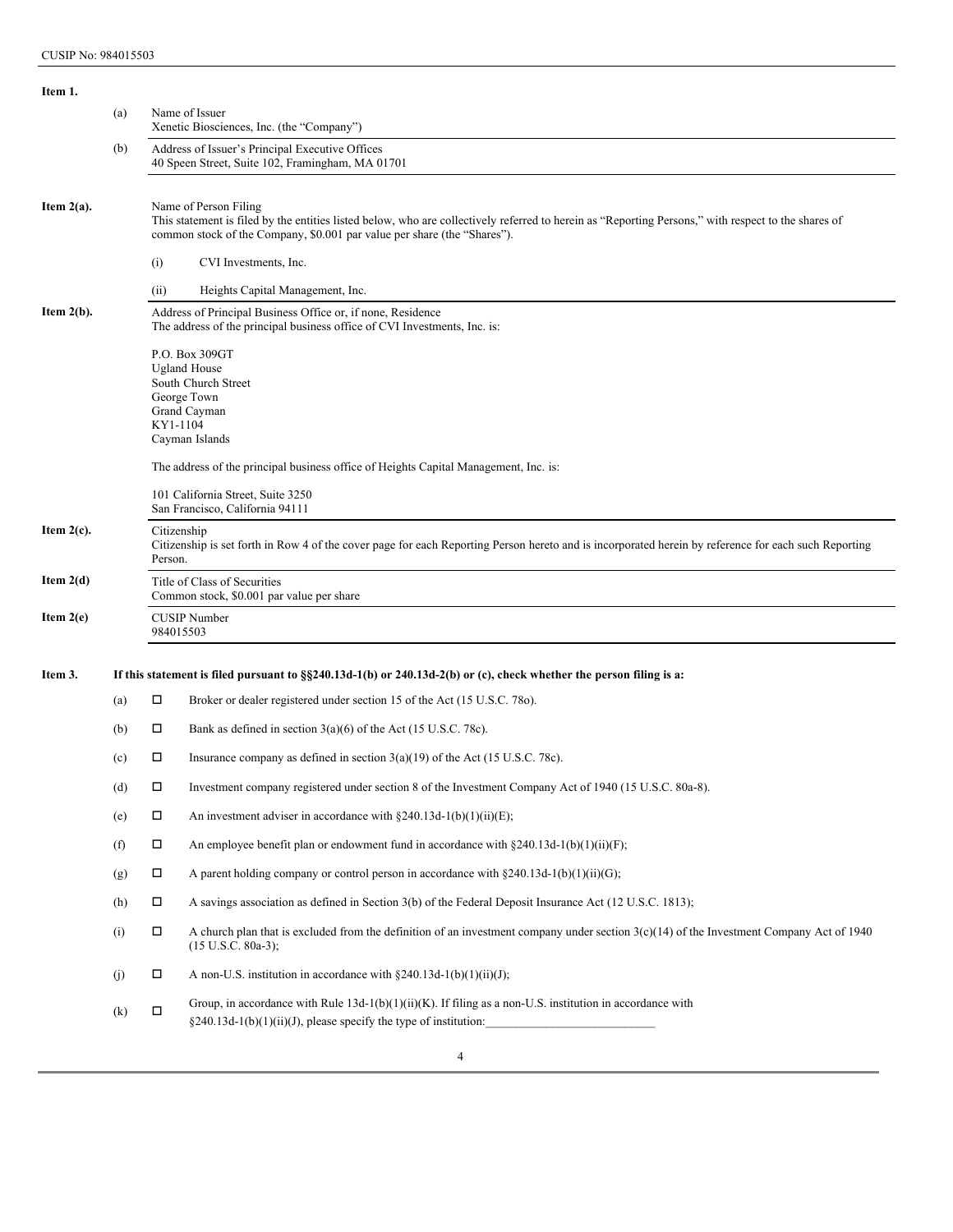CUSIP No: 984015503

**Item 1.**

(a) Name of Issuer
Xenetic Biosciences, Inc. (the "Company")

(b) Address of Issuer's Principal Executive Offices
40 Speen Street, Suite 102, Framingham, MA 01701

**Item 2(a).** Name of Person Filing
This statement is filed by the entities listed below, who are collectively referred to herein as "Reporting Persons," with respect to the shares of common stock of the Company, $0.001 par value per share (the "Shares").

(i) CVI Investments, Inc.

(ii) Heights Capital Management, Inc.

**Item 2(b).** Address of Principal Business Office or, if none, Residence
The address of the principal business office of CVI Investments, Inc. is:

P.O. Box 309GT
Ugland House
South Church Street
George Town
Grand Cayman
KY1-1104
Cayman Islands

The address of the principal business office of Heights Capital Management, Inc. is:

101 California Street, Suite 3250
San Francisco, California 94111

**Item 2(c).** Citizenship
Citizenship is set forth in Row 4 of the cover page for each Reporting Person hereto and is incorporated herein by reference for each such Reporting Person.

**Item 2(d)** Title of Class of Securities
Common stock, $0.001 par value per share

**Item 2(e)** CUSIP Number
984015503

**Item 3. If this statement is filed pursuant to §§240.13d-1(b) or 240.13d-2(b) or (c), check whether the person filing is a:**

(a) ☐ Broker or dealer registered under section 15 of the Act (15 U.S.C. 78o).

(b) ☐ Bank as defined in section 3(a)(6) of the Act (15 U.S.C. 78c).

(c) ☐ Insurance company as defined in section 3(a)(19) of the Act (15 U.S.C. 78c).

(d) ☐ Investment company registered under section 8 of the Investment Company Act of 1940 (15 U.S.C. 80a-8).

(e) ☐ An investment adviser in accordance with §240.13d-1(b)(1)(ii)(E);

(f) ☐ An employee benefit plan or endowment fund in accordance with §240.13d-1(b)(1)(ii)(F);

(g) ☐ A parent holding company or control person in accordance with §240.13d-1(b)(1)(ii)(G);

(h) ☐ A savings association as defined in Section 3(b) of the Federal Deposit Insurance Act (12 U.S.C. 1813);

(i) ☐ A church plan that is excluded from the definition of an investment company under section 3(c)(14) of the Investment Company Act of 1940 (15 U.S.C. 80a-3);

(j) ☐ A non-U.S. institution in accordance with §240.13d-1(b)(1)(ii)(J);

(k) ☐ Group, in accordance with Rule 13d-1(b)(1)(ii)(K). If filing as a non-U.S. institution in accordance with §240.13d-1(b)(1)(ii)(J), please specify the type of institution:____________________________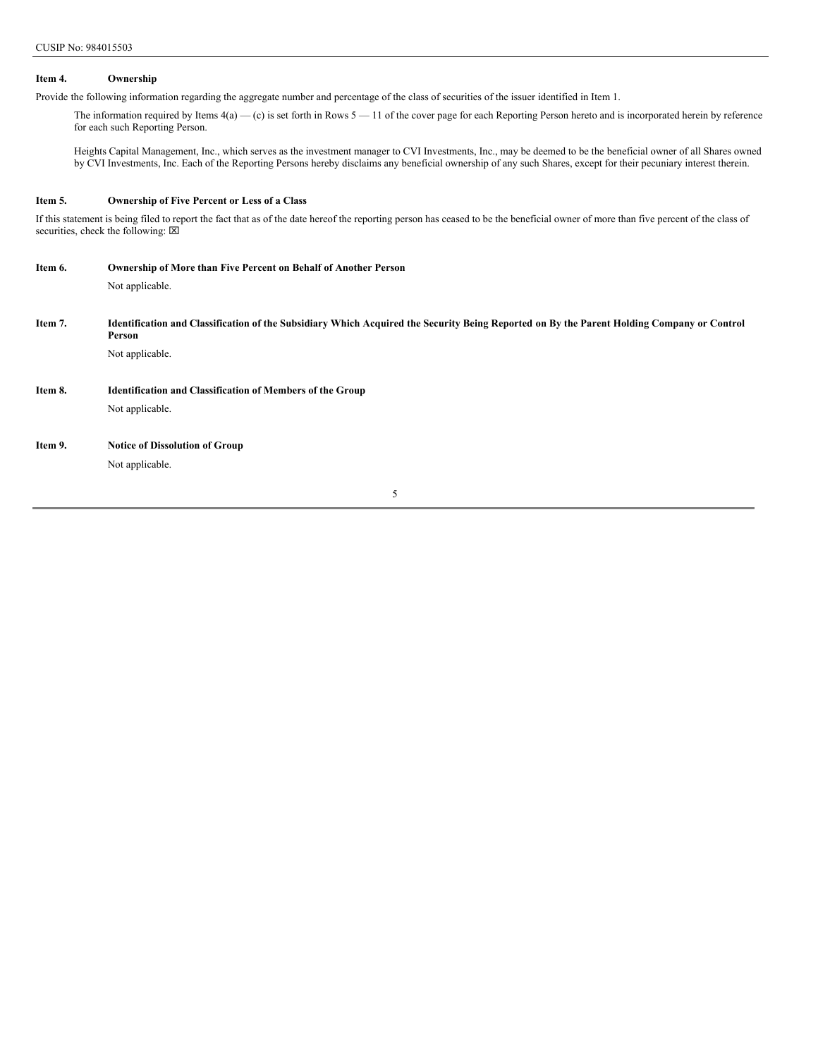CUSIP No: 984015503

**Item 4. Ownership**

Provide the following information regarding the aggregate number and percentage of the class of securities of the issuer identified in Item 1.

The information required by Items 4(a) — (c) is set forth in Rows 5 — 11 of the cover page for each Reporting Person hereto and is incorporated herein by reference for each such Reporting Person.

Heights Capital Management, Inc., which serves as the investment manager to CVI Investments, Inc., may be deemed to be the beneficial owner of all Shares owned by CVI Investments, Inc. Each of the Reporting Persons hereby disclaims any beneficial ownership of any such Shares, except for their pecuniary interest therein.

**Item 5. Ownership of Five Percent or Less of a Class**

If this statement is being filed to report the fact that as of the date hereof the reporting person has ceased to be the beneficial owner of more than five percent of the class of securities, check the following: ☒

**Item 6. Ownership of More than Five Percent on Behalf of Another Person**

Not applicable.

**Item 7. Identification and Classification of the Subsidiary Which Acquired the Security Being Reported on By the Parent Holding Company or Control Person**

Not applicable.

**Item 8. Identification and Classification of Members of the Group**

Not applicable.

**Item 9. Notice of Dissolution of Group**

Not applicable.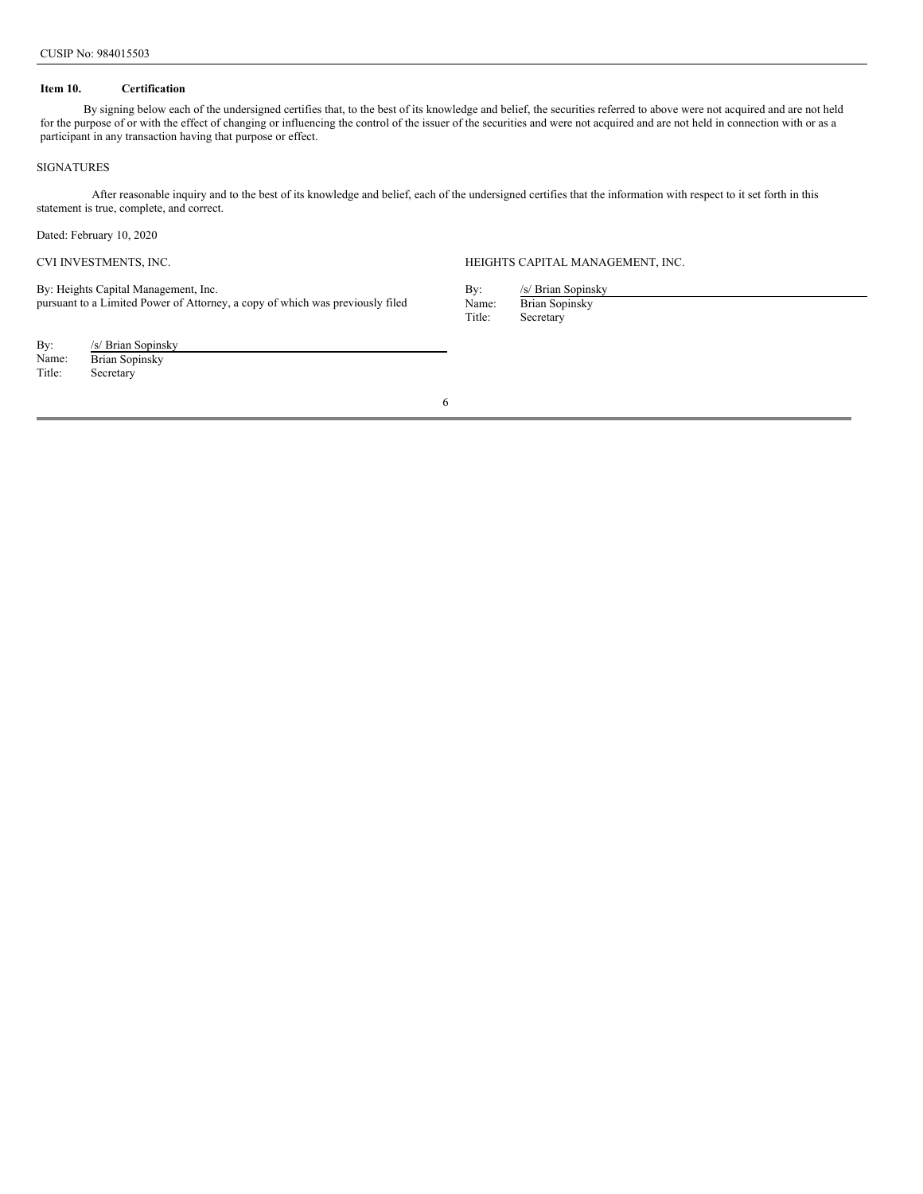CUSIP No: 984015503

**Item 10. Certification**

By signing below each of the undersigned certifies that, to the best of its knowledge and belief, the securities referred to above were not acquired and are not held for the purpose of or with the effect of changing or influencing the control of the issuer of the securities and were not acquired and are not held in connection with or as a participant in any transaction having that purpose or effect.

SIGNATURES

After reasonable inquiry and to the best of its knowledge and belief, each of the undersigned certifies that the information with respect to it set forth in this statement is true, complete, and correct.

Dated: February 10, 2020

CVI INVESTMENTS, INC.

By: Heights Capital Management, Inc.
pursuant to a Limited Power of Attorney, a copy of which was previously filed

By: /s/ Brian Sopinsky
Name: Brian Sopinsky
Title: Secretary

HEIGHTS CAPITAL MANAGEMENT, INC.

By: /s/ Brian Sopinsky
Name: Brian Sopinsky
Title: Secretary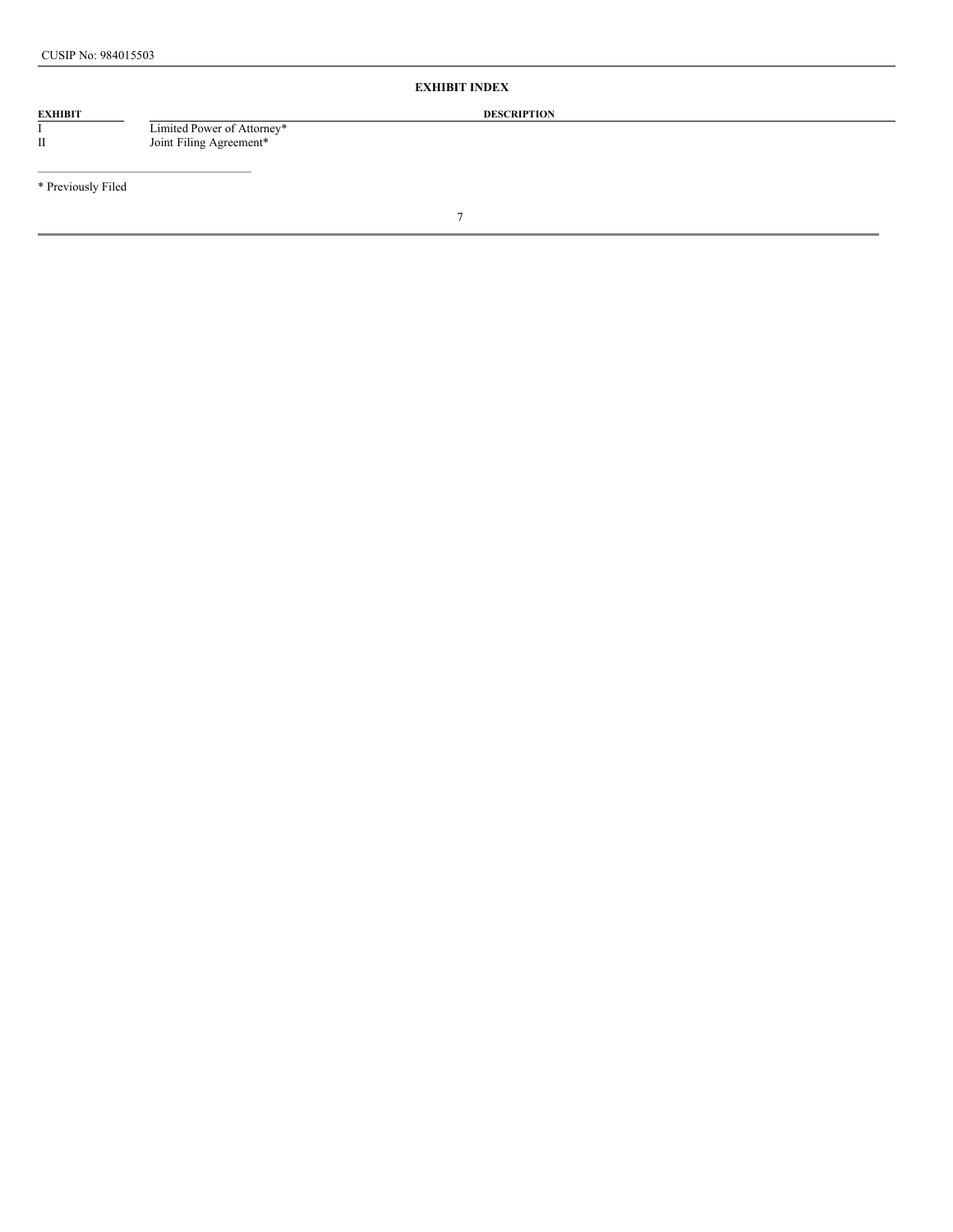CUSIP No: 984015503

**EXHIBIT INDEX**

| EXHIBIT | DESCRIPTION |
| --- | --- |
| I | Limited Power of Attorney* |
| II | Joint Filing Agreement* |

* Previously Filed